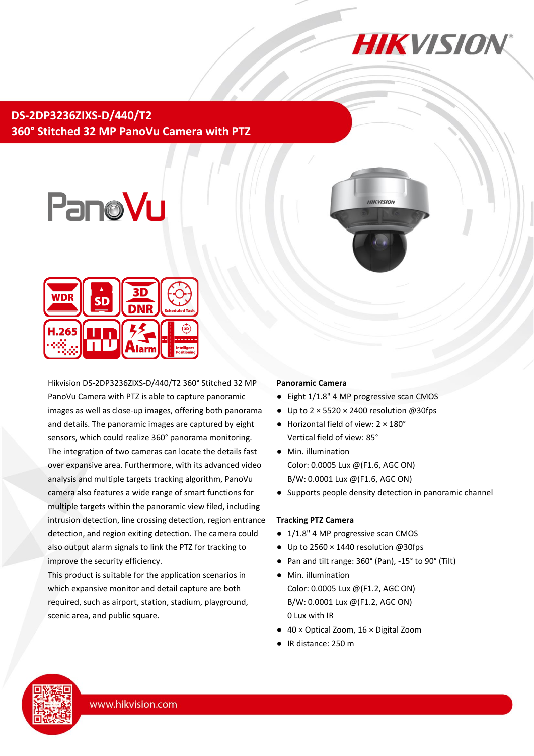# DS-2DP3236ZIXS-D/440/T2

## 360° Stitched 32 MP PanoVu Camera with PTZ

Hikvision DS-2DP3236ZIXS-D/440/T2 360° Stitched 32 MP PanoVu Camera with PTZ is able to capture panoramic images as well as close-up images, offering both panorama and details. The panoramic images are captured by eight sensors, which could realize 360° panorama monitoring. The integration of two cameras can locate the details fast over expansive area. Furthermore, with its advanced video analysis and multiple targets tracking algorithm, PanoVu camera also features a wide range of smart functions for multiple targets within the panoramic view filed, including intrusion detection, line crossing detection, region entrance detection, and region exiting detection. The camera could also output alarm signals to link the PTZ for tracking to improve the security efficiency.

This product is suitable for the application scenarios in which expansive monitor and detail capture are both required, such as airport, station, stadium, playground, scenic area, and public square.

**Panoramic Camera**

- Eight 1/1.8" 4 MP progressive scan CMOS
- Up to 2 × 5520 × 2400 resolution @30fps
- Horizontal field of view: 2 × 180°  
  Vertical field of view: 85°
- Min. illumination  
  Color: 0.0005 Lux @(F1.6, AGC ON)  
  B/W: 0.0001 Lux @(F1.6, AGC ON)
- Supports people density detection in panoramic channel

**Tracking PTZ Camera**

- 1/1.8" 4 MP progressive scan CMOS
- Up to 2560 × 1440 resolution @30fps
- Pan and tilt range: 360° (Pan), -15° to 90° (Tilt)
- Min. illumination  
  Color: 0.0005 Lux @(F1.2, AGC ON)  
  B/W: 0.0001 Lux @(F1.2, AGC ON)  
  0 Lux with IR
- 40 × Optical Zoom, 16 × Digital Zoom
- IR distance: 250 m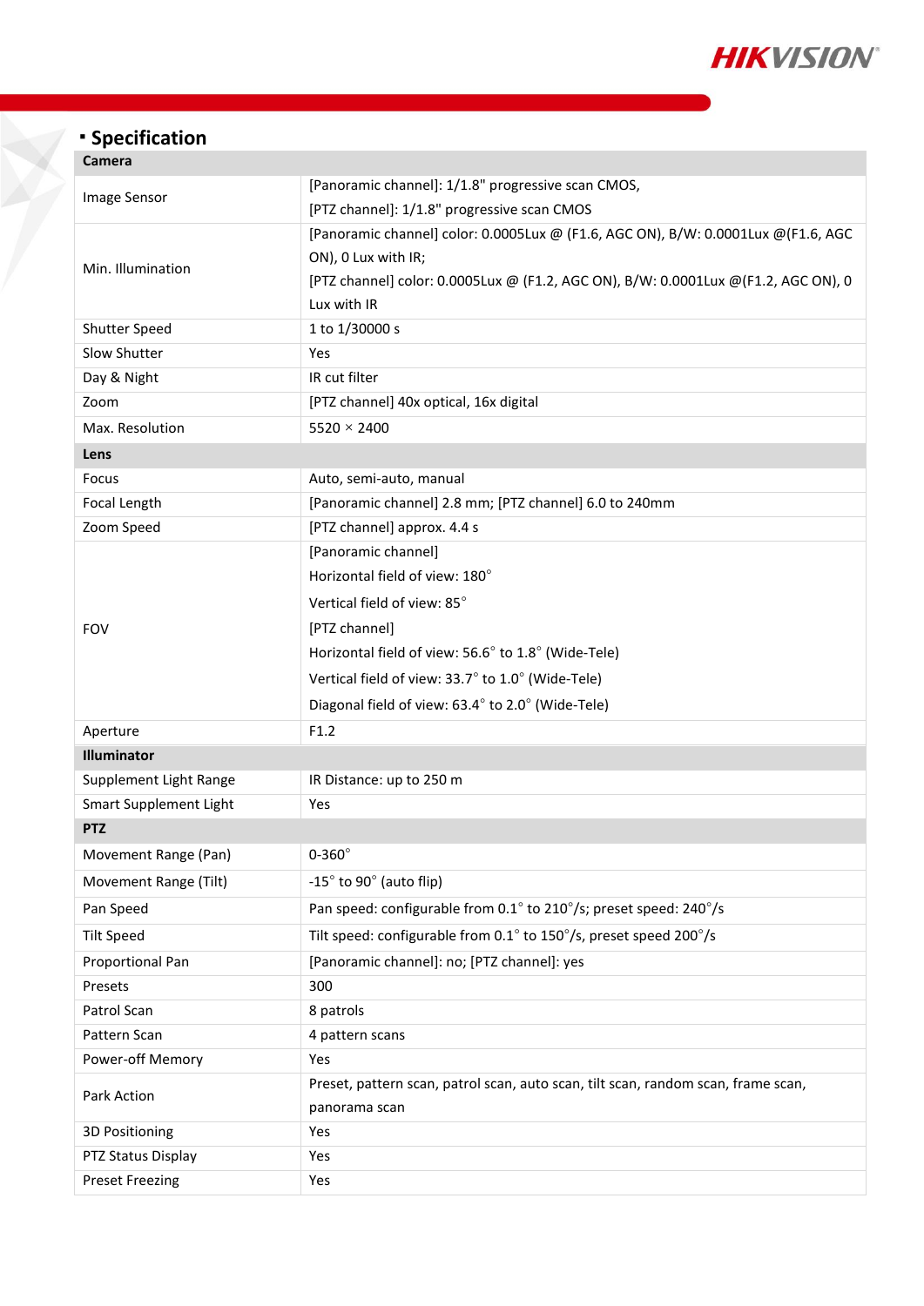## Specification

| Camera | |
|---|---|
| Image Sensor | [Panoramic channel]: 1/1.8" progressive scan CMOS,<br>[PTZ channel]: 1/1.8" progressive scan CMOS |
| Min. Illumination | [Panoramic channel] color: 0.0005Lux @ (F1.6, AGC ON), B/W: 0.0001Lux @(F1.6, AGC ON), 0 Lux with IR;<br>[PTZ channel] color: 0.0005Lux @ (F1.2, AGC ON), B/W: 0.0001Lux @(F1.2, AGC ON), 0 Lux with IR |
| Shutter Speed | 1 to 1/30000 s |
| Slow Shutter | Yes |
| Day & Night | IR cut filter |
| Zoom | [PTZ channel] 40x optical, 16x digital |
| Max. Resolution | 5520 × 2400 |
| **Lens** | |
| Focus | Auto, semi-auto, manual |
| Focal Length | [Panoramic channel] 2.8 mm; [PTZ channel] 6.0 to 240mm |
| Zoom Speed | [PTZ channel] approx. 4.4 s |
| FOV | [Panoramic channel]<br>Horizontal field of view: 180°<br>Vertical field of view: 85°<br>[PTZ channel]<br>Horizontal field of view: 56.6° to 1.8° (Wide-Tele)<br>Vertical field of view: 33.7° to 1.0° (Wide-Tele)<br>Diagonal field of view: 63.4° to 2.0° (Wide-Tele) |
| Aperture | F1.2 |
| **Illuminator** | |
| Supplement Light Range | IR Distance: up to 250 m |
| Smart Supplement Light | Yes |
| **PTZ** | |
| Movement Range (Pan) | 0-360° |
| Movement Range (Tilt) | -15° to 90° (auto flip) |
| Pan Speed | Pan speed: configurable from 0.1° to 210°/s; preset speed: 240°/s |
| Tilt Speed | Tilt speed: configurable from 0.1° to 150°/s, preset speed 200°/s |
| Proportional Pan | [Panoramic channel]: no; [PTZ channel]: yes |
| Presets | 300 |
| Patrol Scan | 8 patrols |
| Pattern Scan | 4 pattern scans |
| Power-off Memory | Yes |
| Park Action | Preset, pattern scan, patrol scan, auto scan, tilt scan, random scan, frame scan, panorama scan |
| 3D Positioning | Yes |
| PTZ Status Display | Yes |
| Preset Freezing | Yes |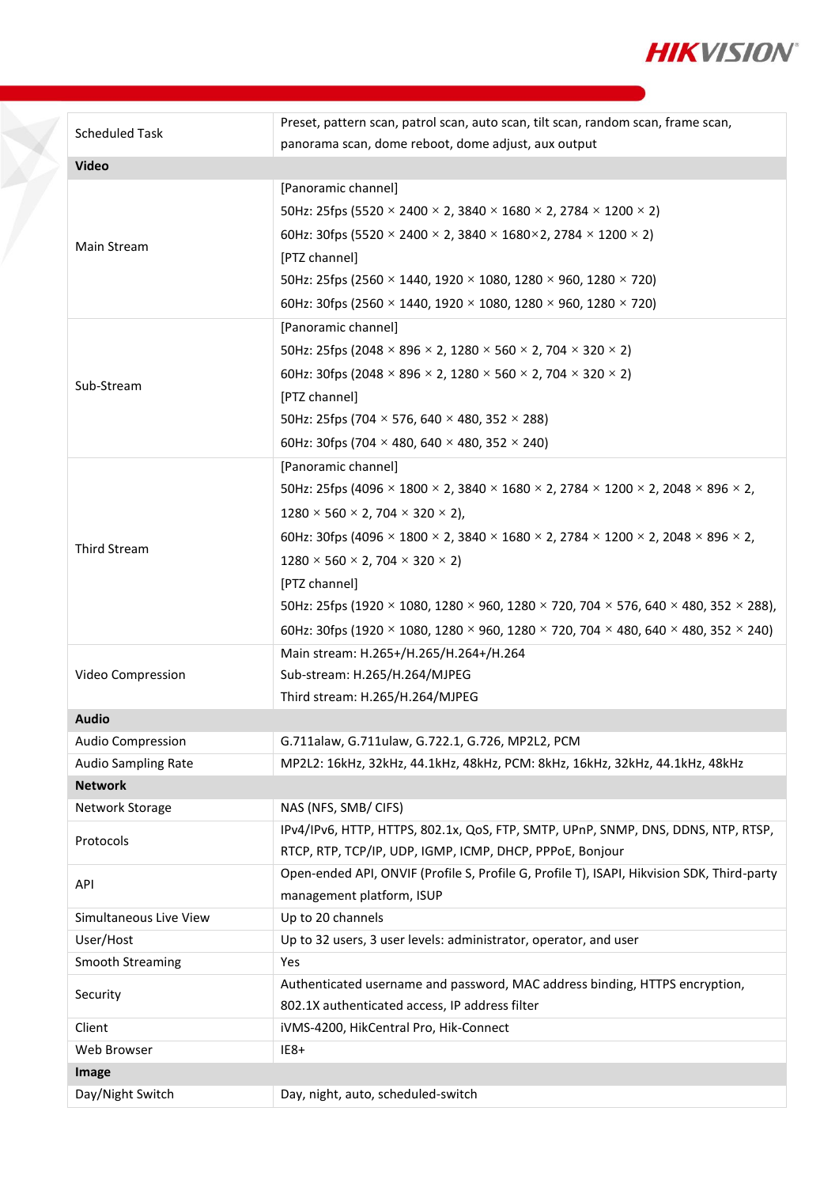| | |
|---|---|
| Scheduled Task | Preset, pattern scan, patrol scan, auto scan, tilt scan, random scan, frame scan, panorama scan, dome reboot, dome adjust, aux output |
| **Video** | |
| Main Stream | [Panoramic channel]<br>50Hz: 25fps (5520 × 2400 × 2, 3840 × 1680 × 2, 2784 × 1200 × 2)<br>60Hz: 30fps (5520 × 2400 × 2, 3840 × 1680×2, 2784 × 1200 × 2)<br>[PTZ channel]<br>50Hz: 25fps (2560 × 1440, 1920 × 1080, 1280 × 960, 1280 × 720)<br>60Hz: 30fps (2560 × 1440, 1920 × 1080, 1280 × 960, 1280 × 720) |
| Sub-Stream | [Panoramic channel]<br>50Hz: 25fps (2048 × 896 × 2, 1280 × 560 × 2, 704 × 320 × 2)<br>60Hz: 30fps (2048 × 896 × 2, 1280 × 560 × 2, 704 × 320 × 2)<br>[PTZ channel]<br>50Hz: 25fps (704 × 576, 640 × 480, 352 × 288)<br>60Hz: 30fps (704 × 480, 640 × 480, 352 × 240) |
| Third Stream | [Panoramic channel]<br>50Hz: 25fps (4096 × 1800 × 2, 3840 × 1680 × 2, 2784 × 1200 × 2, 2048 × 896 × 2, 1280 × 560 × 2, 704 × 320 × 2),<br>60Hz: 30fps (4096 × 1800 × 2, 3840 × 1680 × 2, 2784 × 1200 × 2, 2048 × 896 × 2, 1280 × 560 × 2, 704 × 320 × 2)<br>[PTZ channel]<br>50Hz: 25fps (1920 × 1080, 1280 × 960, 1280 × 720, 704 × 576, 640 × 480, 352 × 288),<br>60Hz: 30fps (1920 × 1080, 1280 × 960, 1280 × 720, 704 × 480, 640 × 480, 352 × 240) |
| Video Compression | Main stream: H.265+/H.265/H.264+/H.264<br>Sub-stream: H.265/H.264/MJPEG<br>Third stream: H.265/H.264/MJPEG |
| **Audio** | |
| Audio Compression | G.711alaw, G.711ulaw, G.722.1, G.726, MP2L2, PCM |
| Audio Sampling Rate | MP2L2: 16kHz, 32kHz, 44.1kHz, 48kHz, PCM: 8kHz, 16kHz, 32kHz, 44.1kHz, 48kHz |
| **Network** | |
| Network Storage | NAS (NFS, SMB/ CIFS) |
| Protocols | IPv4/IPv6, HTTP, HTTPS, 802.1x, QoS, FTP, SMTP, UPnP, SNMP, DNS, DDNS, NTP, RTSP, RTCP, RTP, TCP/IP, UDP, IGMP, ICMP, DHCP, PPPoE, Bonjour |
| API | Open-ended API, ONVIF (Profile S, Profile G, Profile T), ISAPI, Hikvision SDK, Third-party management platform, ISUP |
| Simultaneous Live View | Up to 20 channels |
| User/Host | Up to 32 users, 3 user levels: administrator, operator, and user |
| Smooth Streaming | Yes |
| Security | Authenticated username and password, MAC address binding, HTTPS encryption, 802.1X authenticated access, IP address filter |
| Client | iVMS-4200, HikCentral Pro, Hik-Connect |
| Web Browser | IE8+ |
| **Image** | |
| Day/Night Switch | Day, night, auto, scheduled-switch |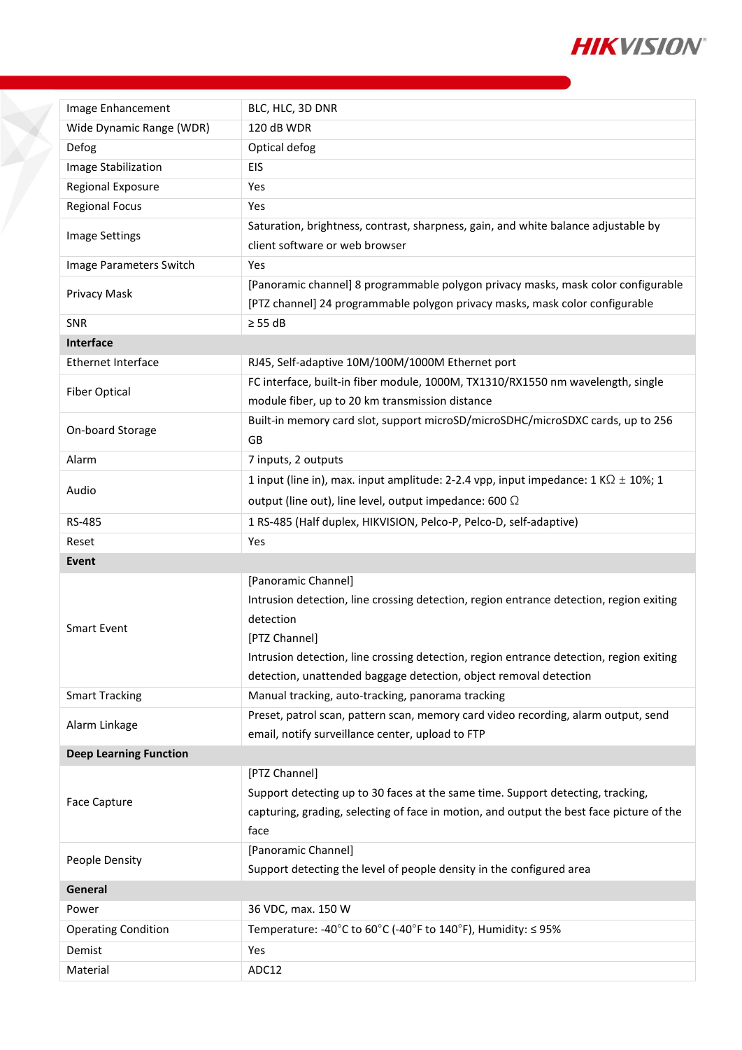| | |
|---|---|
| Image Enhancement | BLC, HLC, 3D DNR |
| Wide Dynamic Range (WDR) | 120 dB WDR |
| Defog | Optical defog |
| Image Stabilization | EIS |
| Regional Exposure | Yes |
| Regional Focus | Yes |
| Image Settings | Saturation, brightness, contrast, sharpness, gain, and white balance adjustable by client software or web browser |
| Image Parameters Switch | Yes |
| Privacy Mask | [Panoramic channel] 8 programmable polygon privacy masks, mask color configurable<br>[PTZ channel] 24 programmable polygon privacy masks, mask color configurable |
| SNR | ≥ 55 dB |
| **Interface** | |
| Ethernet Interface | RJ45, Self-adaptive 10M/100M/1000M Ethernet port |
| Fiber Optical | FC interface, built-in fiber module, 1000M, TX1310/RX1550 nm wavelength, single module fiber, up to 20 km transmission distance |
| On-board Storage | Built-in memory card slot, support microSD/microSDHC/microSDXC cards, up to 256 GB |
| Alarm | 7 inputs, 2 outputs |
| Audio | 1 input (line in), max. input amplitude: 2-2.4 vpp, input impedance: 1 KΩ ± 10%; 1 output (line out), line level, output impedance: 600 Ω |
| RS-485 | 1 RS-485 (Half duplex, HIKVISION, Pelco-P, Pelco-D, self-adaptive) |
| Reset | Yes |
| **Event** | |
| Smart Event | [Panoramic Channel]<br>Intrusion detection, line crossing detection, region entrance detection, region exiting detection<br>[PTZ Channel]<br>Intrusion detection, line crossing detection, region entrance detection, region exiting detection, unattended baggage detection, object removal detection |
| Smart Tracking | Manual tracking, auto-tracking, panorama tracking |
| Alarm Linkage | Preset, patrol scan, pattern scan, memory card video recording, alarm output, send email, notify surveillance center, upload to FTP |
| **Deep Learning Function** | |
| Face Capture | [PTZ Channel]<br>Support detecting up to 30 faces at the same time. Support detecting, tracking, capturing, grading, selecting of face in motion, and output the best face picture of the face |
| People Density | [Panoramic Channel]<br>Support detecting the level of people density in the configured area |
| **General** | |
| Power | 36 VDC, max. 150 W |
| Operating Condition | Temperature: -40°C to 60°C (-40°F to 140°F), Humidity: ≤ 95% |
| Demist | Yes |
| Material | ADC12 |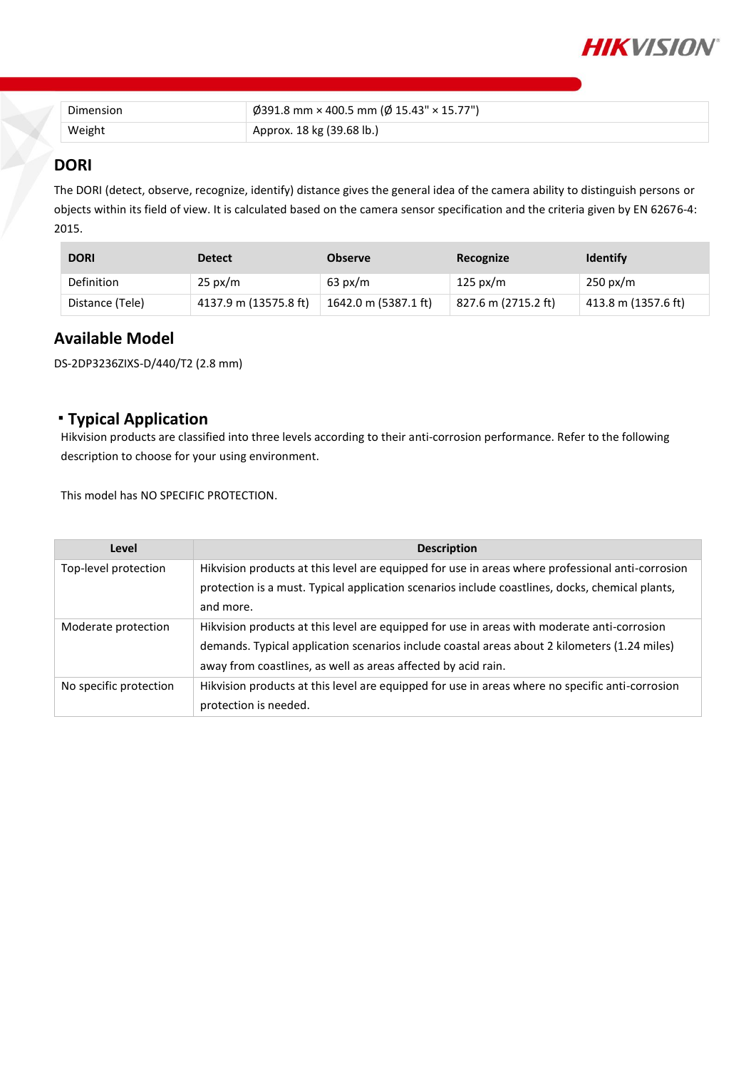| Dimension | Ø391.8 mm × 400.5 mm (Ø 15.43" × 15.77") |
| --- | --- |
| Weight | Approx. 18 kg (39.68 lb.) |

## DORI

The DORI (detect, observe, recognize, identify) distance gives the general idea of the camera ability to distinguish persons or objects within its field of view. It is calculated based on the camera sensor specification and the criteria given by EN 62676-4: 2015.

| DORI | Detect | Observe | Recognize | Identify |
| --- | --- | --- | --- | --- |
| Definition | 25 px/m | 63 px/m | 125 px/m | 250 px/m |
| Distance (Tele) | 4137.9 m (13575.8 ft) | 1642.0 m (5387.1 ft) | 827.6 m (2715.2 ft) | 413.8 m (1357.6 ft) |

## Available Model

DS-2DP3236ZIXS-D/440/T2 (2.8 mm)

## ▪ Typical Application

Hikvision products are classified into three levels according to their anti-corrosion performance. Refer to the following description to choose for your using environment.

This model has NO SPECIFIC PROTECTION.

| Level | Description |
| --- | --- |
| Top-level protection | Hikvision products at this level are equipped for use in areas where professional anti-corrosion protection is a must. Typical application scenarios include coastlines, docks, chemical plants, and more. |
| Moderate protection | Hikvision products at this level are equipped for use in areas with moderate anti-corrosion demands. Typical application scenarios include coastal areas about 2 kilometers (1.24 miles) away from coastlines, as well as areas affected by acid rain. |
| No specific protection | Hikvision products at this level are equipped for use in areas where no specific anti-corrosion protection is needed. |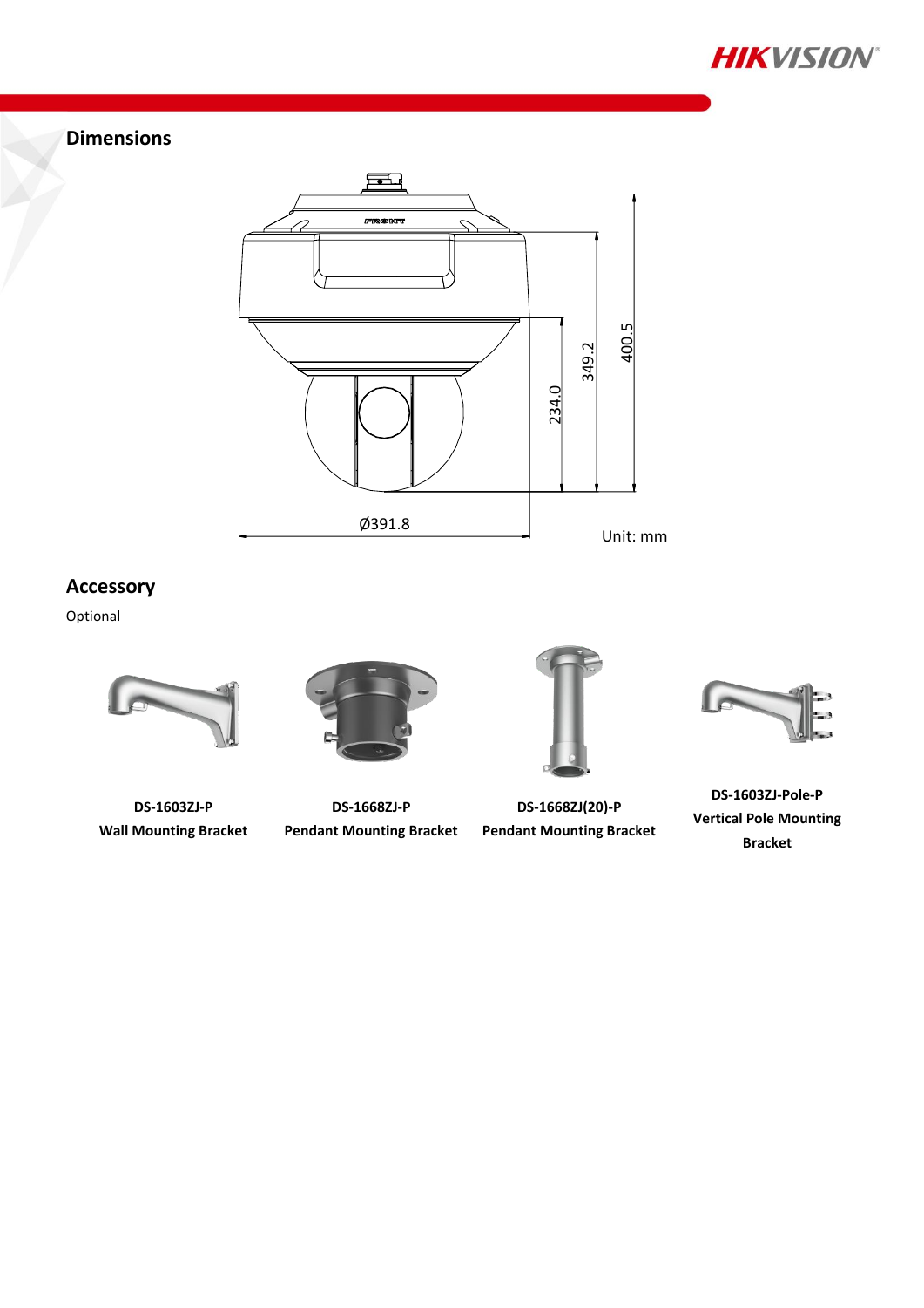## Dimensions

Ø391.8

234.0

349.2

400.5

Unit: mm

## Accessory

Optional

**DS-1603ZJ-P**
**Wall Mounting Bracket**

**DS-1668ZJ-P**
**Pendant Mounting Bracket**

**DS-1668ZJ(20)-P**
**Pendant Mounting Bracket**

**DS-1603ZJ-Pole-P**
**Vertical Pole Mounting Bracket**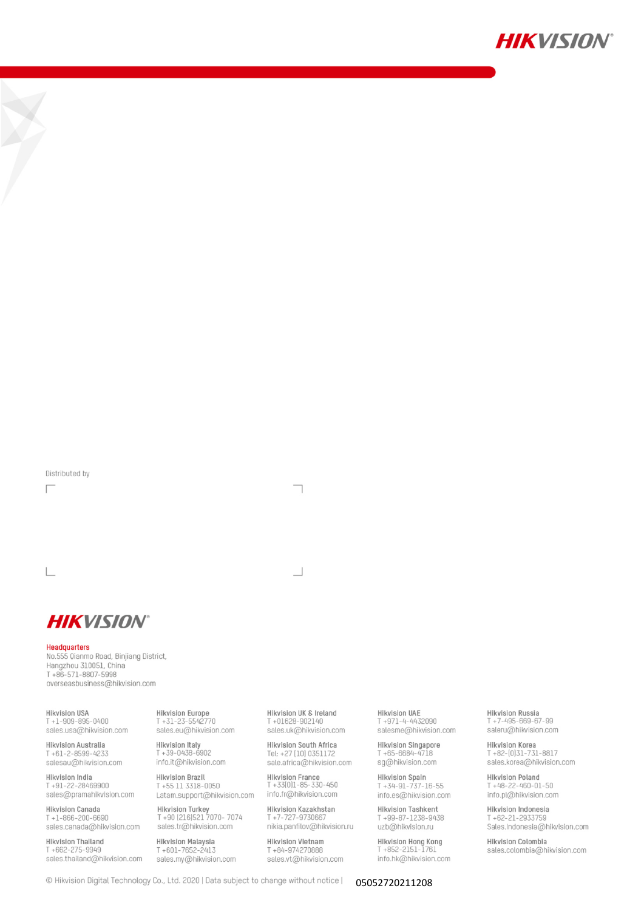Distributed by

**HIKVISION**

**Headquarters**
No.555 Qianmo Road, Binjiang District,
Hangzhou 310051, China
T +86-571-8807-5998
overseasbusiness@hikvision.com

**Hikvision USA**
T +1-909-895-0400
sales.usa@hikvision.com

**Hikvision Australia**
T +61-2-8599-4233
salesau@hikvision.com

**Hikvision India**
T +91-22-28469900
sales@pramahikvision.com

**Hikvision Canada**
T +1-866-200-6690
sales.canada@hikvision.com

**Hikvision Thailand**
T +662-275-9949
sales.thailand@hikvision.com

**Hikvision Europe**
T +31-23-5542770
sales.eu@hikvision.com

**Hikvision Italy**
T +39-0438-6902
info.it@hikvision.com

**Hikvision Brazil**
T +55 11 3318-0050
Latam.support@hikvision.com

**Hikvision Turkey**
T +90 (216)521 7070- 7074
sales.tr@hikvision.com

**Hikvision Malaysia**
T +601-7652-2413
sales.my@hikvision.com

**Hikvision UK & Ireland**
T +01628-902140
sales.uk@hikvision.com

**Hikvision South Africa**
Tel: +27 (10) 0351172
sale.africa@hikvision.com

**Hikvision France**
T +33(0)1-85-330-450
info.fr@hikvision.com

**Hikvision Kazakhstan**
T +7-727-9730667
nikia.panfilov@hikvision.ru

**Hikvision Vietnam**
T +84-974270888
sales.vt@hikvision.com

**Hikvision UAE**
T +971-4-4432090
salesme@hikvision.com

**Hikvision Singapore**
T +65-6684-4718
sg@hikvision.com

**Hikvision Spain**
T +34-91-737-16-55
info.es@hikvision.com

**Hikvision Tashkent**
T +99-87-1238-9438
uzb@hikvision.ru

**Hikvision Hong Kong**
T +852-2151-1761
info.hk@hikvision.com

**Hikvision Russia**
T +7-495-669-67-99
saleru@hikvision.com

**Hikvision Korea**
T +82-(0)31-731-8817
sales.korea@hikvision.com

**Hikvision Poland**
T +48-22-460-01-50
info.pl@hikvision.com

**Hikvision Indonesia**
T +62-21-2933759
Sales.Indonesia@hikvision.com

**Hikvision Colombia**
sales.colombia@hikvision.com

© Hikvision Digital Technology Co., Ltd. 2020 | Data subject to change without notice | 05052720211208